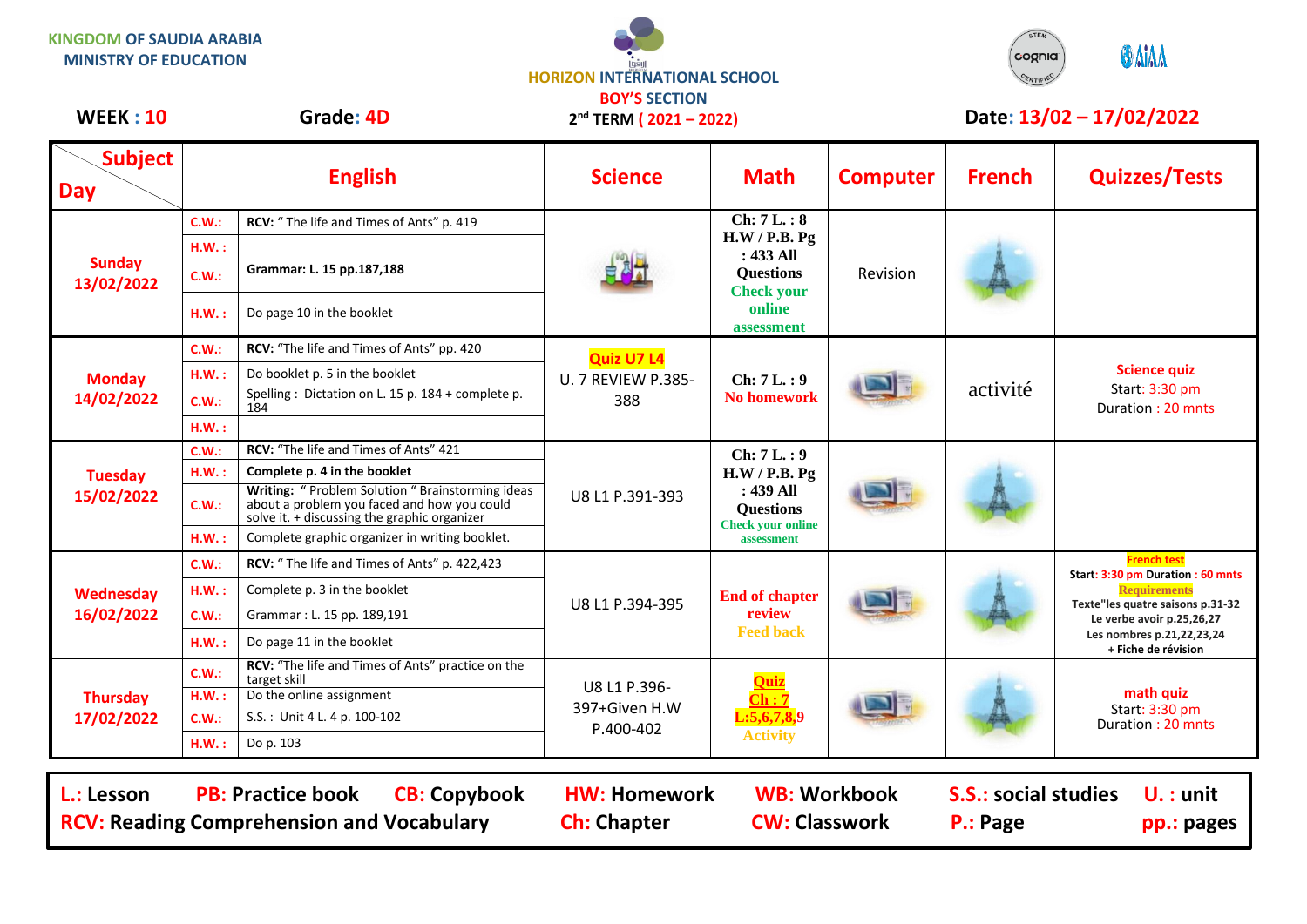KINGDOM OF SAUDIA ARABIA
MINISTRY OF EDUCATION

HORIZON INTERNATIONAL SCHOOL
BOY'S SECTION
2nd TERM ( 2021 – 2022)

**WEEK : 10** **Grade: 4D** **Date: 13/02 – 17/02/2022**

| Day \ Subject | | English | Science | Math | Computer | French | Quizzes/Tests |
|---|---|---|---|---|---|---|---|
| Sunday 13/02/2022 | C.W.: | **RCV:** " The life and Times of Ants" p. 419 | | Ch: 7 L. : 8 H.W / P.B. Pg : 433 All Questions Check your online assessment | Revision | | |
| | H.W. : | | | | | | |
| | C.W.: | **Grammar: L. 15 pp.187,188** | | | | | |
| | H.W. : | Do page 10 in the booklet | | | | | |
| Monday 14/02/2022 | C.W.: | **RCV:** "The life and Times of Ants" pp. 420 | Quiz U7 L4 U. 7 REVIEW P.385-388 | Ch: 7 L. : 9 No homework | | activité | Science quiz Start: 3:30 pm Duration : 20 mnts |
| | H.W. : | Do booklet p. 5 in the booklet | | | | | |
| | C.W.: | Spelling : Dictation on L. 15 p. 184 + complete p. 184 | | | | | |
| | H.W. : | | | | | | |
| Tuesday 15/02/2022 | C.W.: | **RCV:** "The life and Times of Ants" 421 | U8 L1 P.391-393 | Ch: 7 L. : 9 H.W / P.B. Pg : 439 All Questions Check your online assessment | | | |
| | H.W. : | **Complete p. 4 in the booklet** | | | | | |
| | C.W.: | **Writing:** " Problem Solution " Brainstorming ideas about a problem you faced and how you could solve it. + discussing the graphic organizer | | | | | |
| | H.W. : | Complete graphic organizer in writing booklet. | | | | | |
| Wednesday 16/02/2022 | C.W.: | **RCV:** " The life and Times of Ants" p. 422,423 | U8 L1 P.394-395 | End of chapter review Feed back | | | French test Start: 3:30 pm Duration : 60 mnts Requirements Texte"les quatre saisons p.31-32 Le verbe avoir p.25,26,27 Les nombres p.21,22,23,24 + Fiche de révision |
| | H.W. : | Complete p. 3 in the booklet | | | | | |
| | C.W.: | Grammar : L. 15 pp. 189,191 | | | | | |
| | H.W. : | Do page 11 in the booklet | | | | | |
| Thursday 17/02/2022 | C.W.: | **RCV:** "The life and Times of Ants" practice on the target skill | U8 L1 P.396-397+Given H.W P.400-402 | Quiz Ch : 7 L:5,6,7,8,9 Activity | | | math quiz Start: 3:30 pm Duration : 20 mnts |
| | H.W. : | Do the online assignment | | | | | |
| | C.W.: | S.S. : Unit 4 L. 4 p. 100-102 | | | | | |
| | H.W. : | Do p. 103 | | | | | |

**L.: Lesson** **PB: Practice book** **CB: Copybook** **HW: Homework** **WB: Workbook** **S.S.: social studies** **U. : unit**
**RCV: Reading Comprehension and Vocabulary** **Ch: Chapter** **CW: Classwork** **P.: Page** **pp.: pages**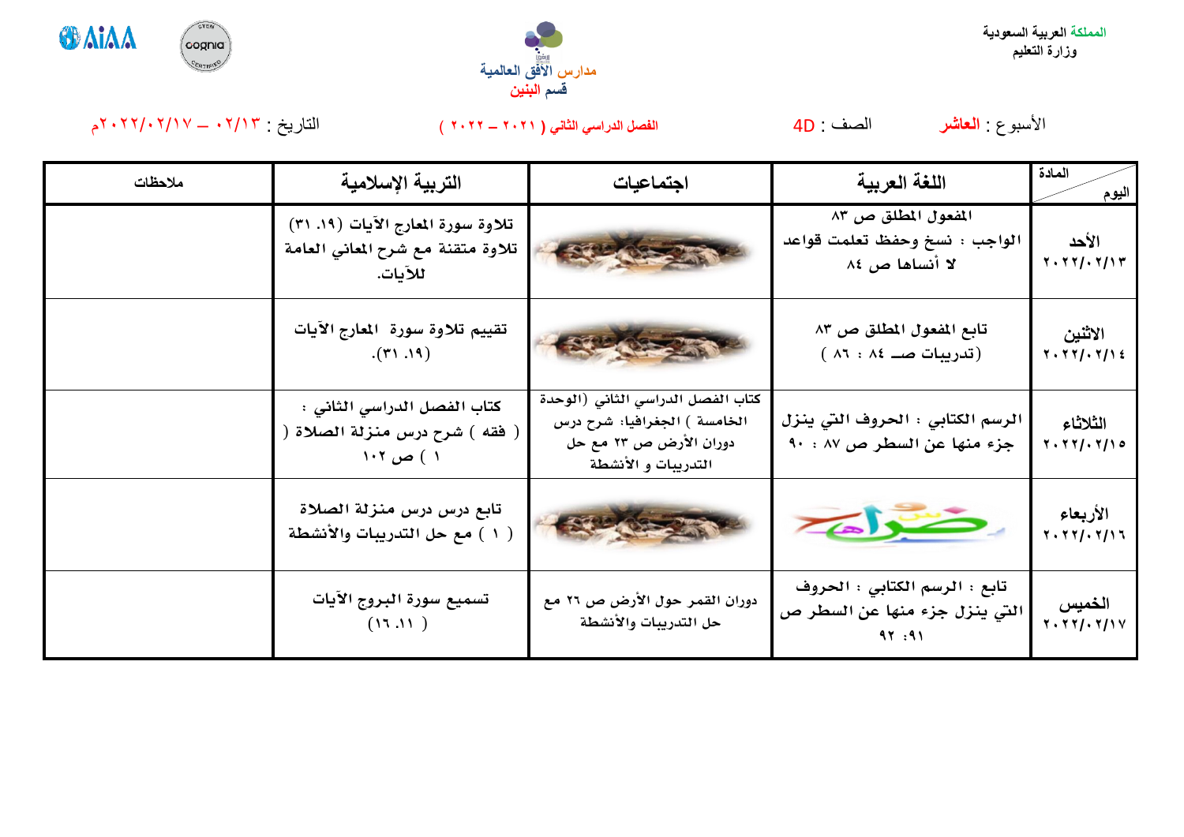المملكة العربية السعودية
وزارة التعليم

مدارس الأفق العالمية
قسم البنين

الأسبوع : العاشر　　الصف : 4D　　الفصل الدراسي الثاني ( ٢٠٢١ – ٢٠٢٢ )　　التاريخ : ٠٢/١٣ – ٢٠٢٢/٠٢/١٧م

| المادة / اليوم | اللغة العربية | اجتماعيات | التربية الإسلامية | ملاحظات |
|---|---|---|---|---|
| الأحد ٢٠٢٢/٠٢/١٣ | المفعول المطلق ص ٨٣ الواجب : نسخ وحفظ تعلمت قواعد لا أنساها ص ٨٤ | | تلاوة سورة المعارج الآيات (١٩. ٣١) تلاوة متقنة مع شرح المعاني العامة للآيات. | |
| الاثنين ٢٠٢٢/٠٢/١٤ | تابع المفعول المطلق ص ٨٣ (تدريبات صـ ٨٤ : ٨٦ ) | | تقييم تلاوة سورة المعارج الآيات (١٩. ٣١). | |
| الثلاثاء ٢٠٢٢/٠٢/١٥ | الرسم الكتابي : الحروف التي ينزل جزء منها عن السطر ص ٨٧ : ٩٠ | كتاب الفصل الدراسي الثاني (الوحدة الخامسة ) الجغرافيا: شرح درس دوران الأرض ص ٢٣ مع حل التدريبات و الأنشطة | كتاب الفصل الدراسي الثاني : ( فقه ) شرح درس منزلة الصلاة ( ١ ) ص ١٠٢ | |
| الأربعاء ٢٠٢٢/٠٢/١٦ | | | تابع درس درس منزلة الصلاة ( ١ ) مع حل التدريبات والأنشطة | |
| الخميس ٢٠٢٢/٠٢/١٧ | تابع : الرسم الكتابي : الحروف التي ينزل جزء منها عن السطر ص ٩١: ٩٢ | دوران القمر حول الأرض ص ٢٦ مع حل التدريبات والأنشطة | تسميع سورة البروج الآيات ( ١١. ١٦) | |